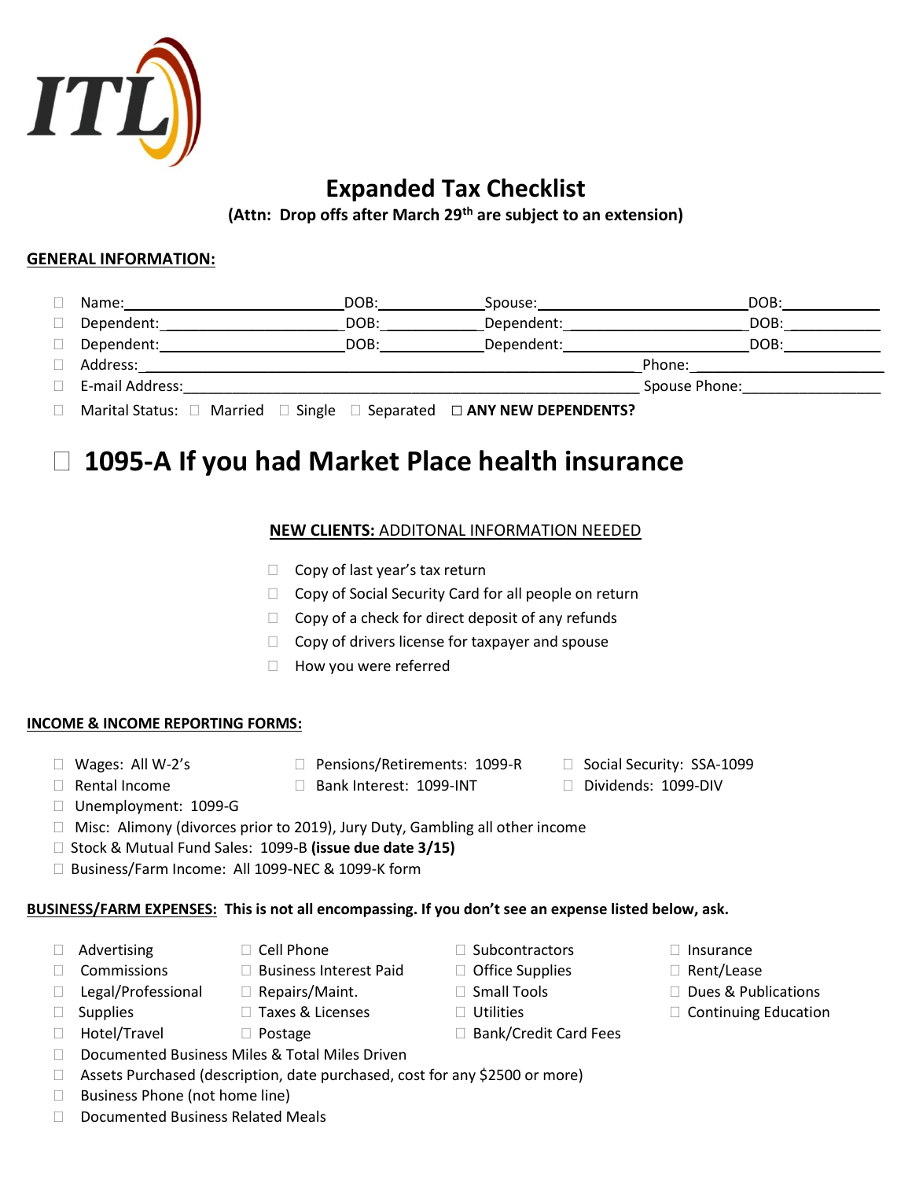ITL

# Expanded Tax Checklist

**(Attn: Drop offs after March 29th are subject to an extension)**

## GENERAL INFORMATION:

- ☐ Name:\_\_\_\_\_\_\_\_\_\_\_\_\_\_\_\_\_\_\_\_\_\_\_\_\_\_ DOB:\_\_\_\_\_\_\_\_\_\_\_\_ Spouse:\_\_\_\_\_\_\_\_\_\_\_\_\_\_\_\_\_\_\_\_\_\_\_\_\_ DOB:\_\_\_\_\_\_\_\_\_\_\_
- ☐ Dependent:\_\_\_\_\_\_\_\_\_\_\_\_\_\_\_\_\_\_\_\_\_\_ DOB:\_\_\_\_\_\_\_\_\_\_\_\_ Dependent:\_\_\_\_\_\_\_\_\_\_\_\_\_\_\_\_\_\_\_\_\_\_ DOB:\_\_\_\_\_\_\_\_\_\_\_
- ☐ Dependent:\_\_\_\_\_\_\_\_\_\_\_\_\_\_\_\_\_\_\_\_\_\_ DOB:\_\_\_\_\_\_\_\_\_\_\_\_ Dependent:\_\_\_\_\_\_\_\_\_\_\_\_\_\_\_\_\_\_\_\_\_\_ DOB:\_\_\_\_\_\_\_\_\_\_\_
- ☐ Address:\_\_\_\_\_\_\_\_\_\_\_\_\_\_\_\_\_\_\_\_\_\_\_\_\_\_\_\_\_\_\_\_\_\_\_\_\_\_\_\_\_\_\_\_\_\_\_\_\_\_\_\_\_\_\_\_\_\_\_\_ Phone:\_\_\_\_\_\_\_\_\_\_\_\_\_\_\_\_\_\_\_\_\_\_\_
- ☐ E-mail Address:\_\_\_\_\_\_\_\_\_\_\_\_\_\_\_\_\_\_\_\_\_\_\_\_\_\_\_\_\_\_\_\_\_\_\_\_\_\_\_\_\_\_\_\_\_\_\_\_\_\_\_\_\_\_ Spouse Phone:\_\_\_\_\_\_\_\_\_\_\_\_\_\_\_\_\_
- ☐ Marital Status: ☐ Married ☐ Single ☐ Separated ☐ **ANY NEW DEPENDENTS?**

# ☐ 1095-A If you had Market Place health insurance

**NEW CLIENTS:** ADDITONAL INFORMATION NEEDED

- ☐ Copy of last year's tax return
- ☐ Copy of Social Security Card for all people on return
- ☐ Copy of a check for direct deposit of any refunds
- ☐ Copy of drivers license for taxpayer and spouse
- ☐ How you were referred

## INCOME & INCOME REPORTING FORMS:

- ☐ Wages: All W-2's
- ☐ Pensions/Retirements: 1099-R
- ☐ Social Security: SSA-1099
- ☐ Rental Income
- ☐ Bank Interest: 1099-INT
- ☐ Dividends: 1099-DIV
- ☐ Unemployment: 1099-G
- ☐ Misc: Alimony (divorces prior to 2019), Jury Duty, Gambling all other income
- ☐ Stock & Mutual Fund Sales: 1099-B **(issue due date 3/15)**
- ☐ Business/Farm Income: All 1099-NEC & 1099-K form

## BUSINESS/FARM EXPENSES: This is not all encompassing. If you don't see an expense listed below, ask.

- ☐ Advertising
- ☐ Cell Phone
- ☐ Subcontractors
- ☐ Insurance
- ☐ Commissions
- ☐ Business Interest Paid
- ☐ Office Supplies
- ☐ Rent/Lease
- ☐ Legal/Professional
- ☐ Repairs/Maint.
- ☐ Small Tools
- ☐ Dues & Publications
- ☐ Supplies
- ☐ Taxes & Licenses
- ☐ Utilities
- ☐ Continuing Education
- ☐ Hotel/Travel
- ☐ Postage
- ☐ Bank/Credit Card Fees
- ☐ Documented Business Miles & Total Miles Driven
- ☐ Assets Purchased (description, date purchased, cost for any $2500 or more)
- ☐ Business Phone (not home line)
- ☐ Documented Business Related Meals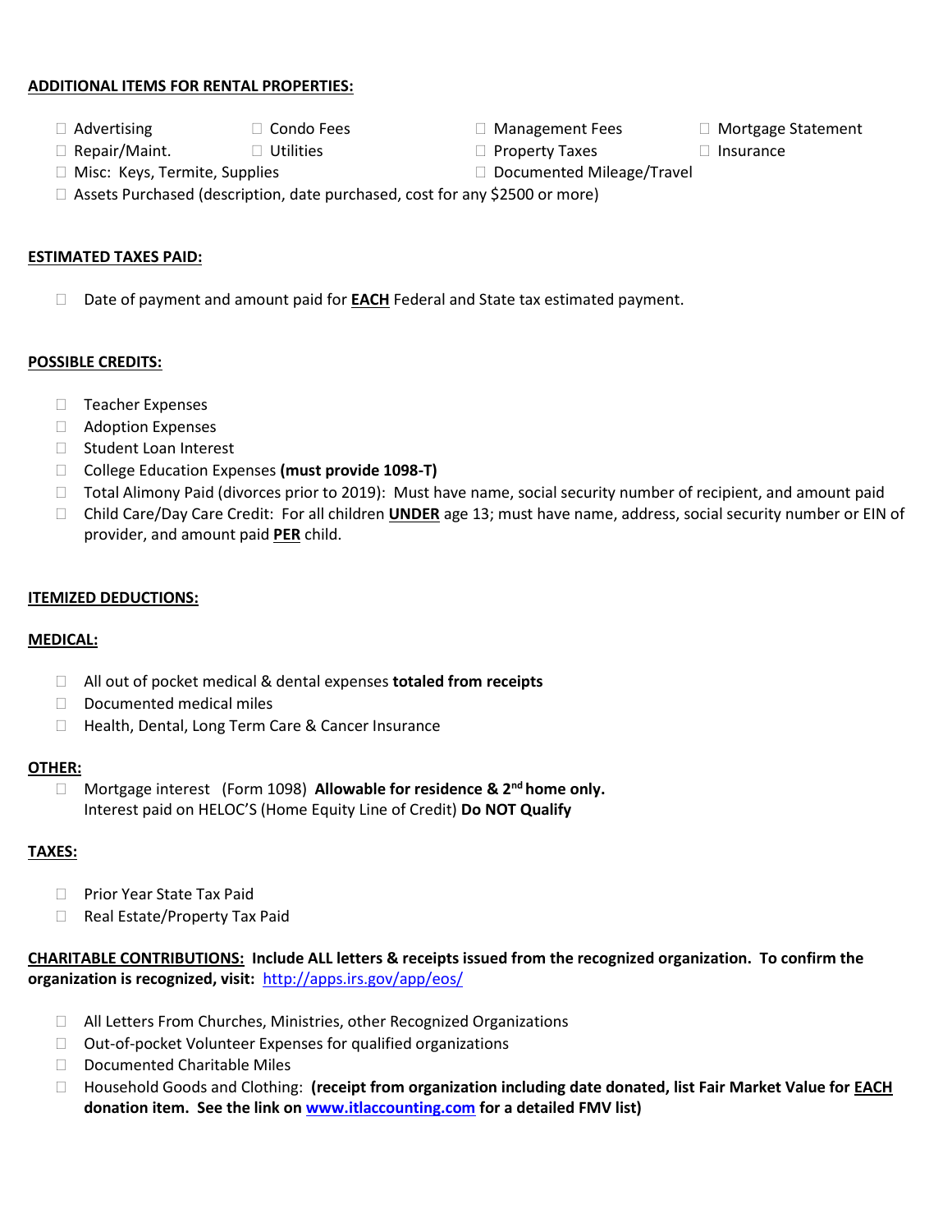**ADDITIONAL ITEMS FOR RENTAL PROPERTIES:**

- ☐ Advertising
- ☐ Condo Fees
- ☐ Management Fees
- ☐ Mortgage Statement
- ☐ Repair/Maint.
- ☐ Utilities
- ☐ Property Taxes
- ☐ Insurance
- ☐ Misc: Keys, Termite, Supplies
- ☐ Documented Mileage/Travel
- ☐ Assets Purchased (description, date purchased, cost for any $2500 or more)

**ESTIMATED TAXES PAID:**

- ☐ Date of payment and amount paid for **EACH** Federal and State tax estimated payment.

**POSSIBLE CREDITS:**

- ☐ Teacher Expenses
- ☐ Adoption Expenses
- ☐ Student Loan Interest
- ☐ College Education Expenses **(must provide 1098-T)**
- ☐ Total Alimony Paid (divorces prior to 2019): Must have name, social security number of recipient, and amount paid
- ☐ Child Care/Day Care Credit: For all children **UNDER** age 13; must have name, address, social security number or EIN of provider, and amount paid **PER** child.

**ITEMIZED DEDUCTIONS:**

**MEDICAL:**

- ☐ All out of pocket medical & dental expenses **totaled from receipts**
- ☐ Documented medical miles
- ☐ Health, Dental, Long Term Care & Cancer Insurance

**OTHER:**

- ☐ Mortgage interest (Form 1098) **Allowable for residence & 2nd home only.**
  Interest paid on HELOC'S (Home Equity Line of Credit) **Do NOT Qualify**

**TAXES:**

- ☐ Prior Year State Tax Paid
- ☐ Real Estate/Property Tax Paid

**CHARITABLE CONTRIBUTIONS: Include ALL letters & receipts issued from the recognized organization. To confirm the organization is recognized, visit:** http://apps.irs.gov/app/eos/

- ☐ All Letters From Churches, Ministries, other Recognized Organizations
- ☐ Out-of-pocket Volunteer Expenses for qualified organizations
- ☐ Documented Charitable Miles
- ☐ Household Goods and Clothing: **(receipt from organization including date donated, list Fair Market Value for EACH donation item. See the link on www.itlaccounting.com for a detailed FMV list)**